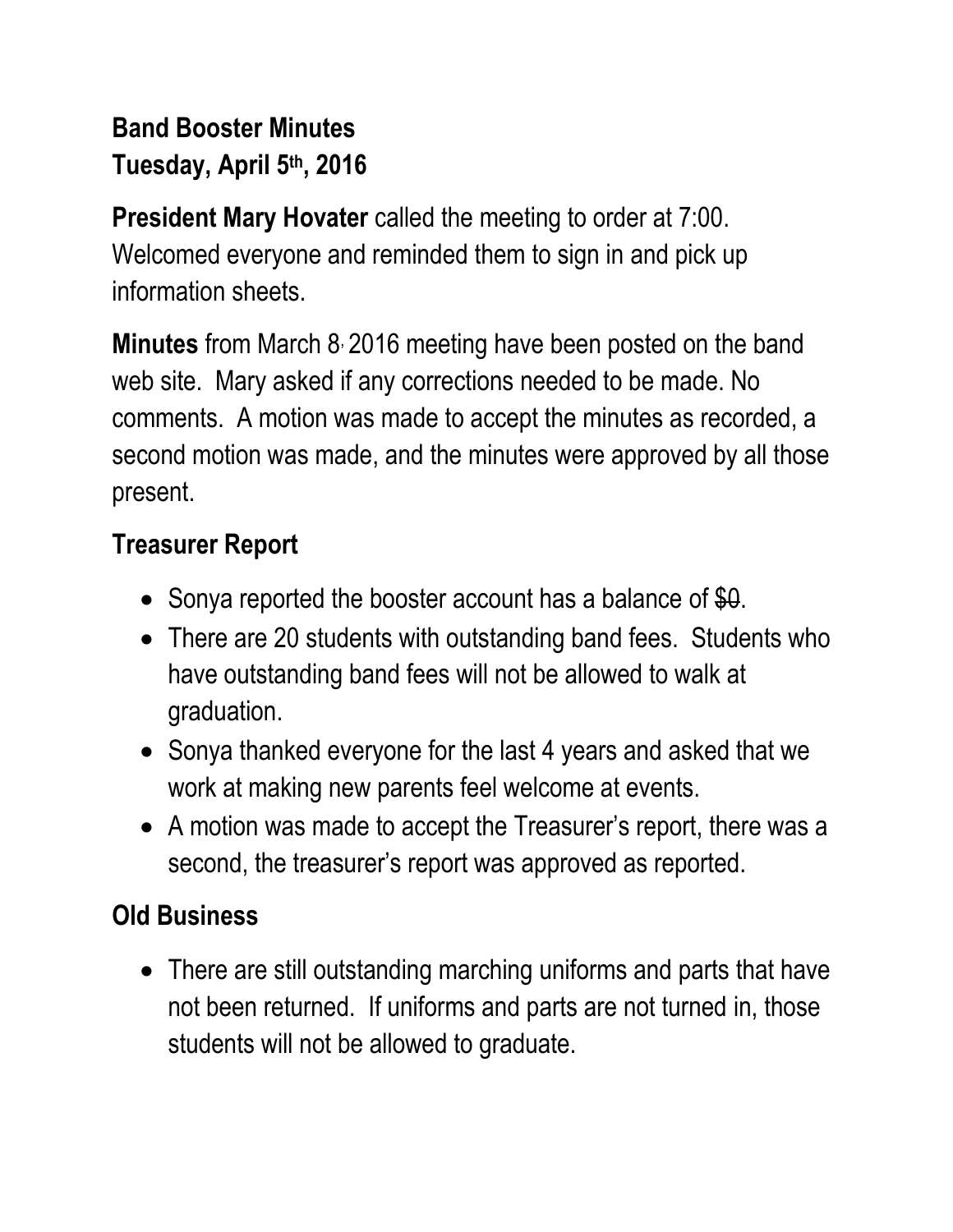**Band Booster Minutes**
**Tuesday, April 5th, 2016**

**President Mary Hovater** called the meeting to order at 7:00. Welcomed everyone and reminded them to sign in and pick up information sheets.

**Minutes** from March 8, 2016 meeting have been posted on the band web site. Mary asked if any corrections needed to be made. No comments. A motion was made to accept the minutes as recorded, a second motion was made, and the minutes were approved by all those present.

## Treasurer Report

- Sonya reported the booster account has a balance of ~~$0~~.
- There are 20 students with outstanding band fees. Students who have outstanding band fees will not be allowed to walk at graduation.
- Sonya thanked everyone for the last 4 years and asked that we work at making new parents feel welcome at events.
- A motion was made to accept the Treasurer's report, there was a second, the treasurer's report was approved as reported.

## Old Business

- There are still outstanding marching uniforms and parts that have not been returned. If uniforms and parts are not turned in, those students will not be allowed to graduate.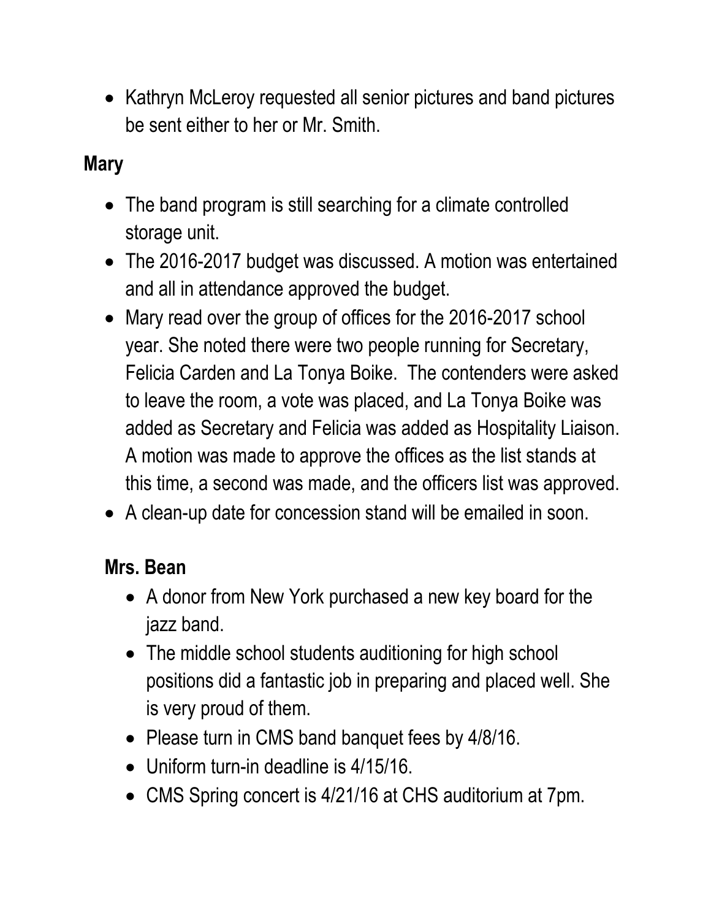- Kathryn McLeroy requested all senior pictures and band pictures be sent either to her or Mr. Smith.

**Mary**

- The band program is still searching for a climate controlled storage unit.
- The 2016-2017 budget was discussed. A motion was entertained and all in attendance approved the budget.
- Mary read over the group of offices for the 2016-2017 school year. She noted there were two people running for Secretary, Felicia Carden and La Tonya Boike. The contenders were asked to leave the room, a vote was placed, and La Tonya Boike was added as Secretary and Felicia was added as Hospitality Liaison. A motion was made to approve the offices as the list stands at this time, a second was made, and the officers list was approved.
- A clean-up date for concession stand will be emailed in soon.

**Mrs. Bean**

- A donor from New York purchased a new key board for the jazz band.
- The middle school students auditioning for high school positions did a fantastic job in preparing and placed well. She is very proud of them.
- Please turn in CMS band banquet fees by 4/8/16.
- Uniform turn-in deadline is 4/15/16.
- CMS Spring concert is 4/21/16 at CHS auditorium at 7pm.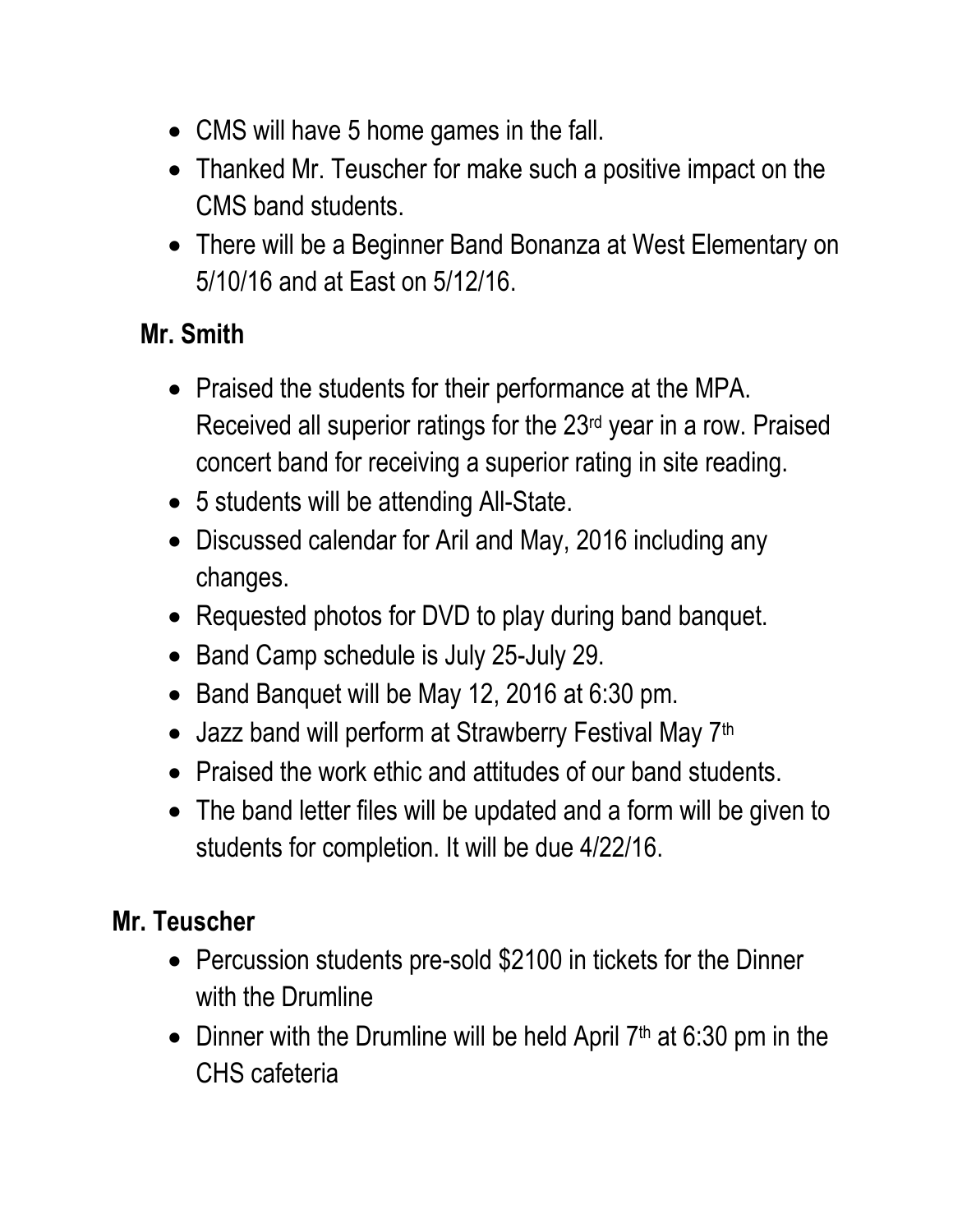- CMS will have 5 home games in the fall.
- Thanked Mr. Teuscher for make such a positive impact on the CMS band students.
- There will be a Beginner Band Bonanza at West Elementary on 5/10/16 and at East on 5/12/16.

**Mr. Smith**

- Praised the students for their performance at the MPA. Received all superior ratings for the 23rd year in a row. Praised concert band for receiving a superior rating in site reading.
- 5 students will be attending All-State.
- Discussed calendar for Aril and May, 2016 including any changes.
- Requested photos for DVD to play during band banquet.
- Band Camp schedule is July 25-July 29.
- Band Banquet will be May 12, 2016 at 6:30 pm.
- Jazz band will perform at Strawberry Festival May 7th
- Praised the work ethic and attitudes of our band students.
- The band letter files will be updated and a form will be given to students for completion. It will be due 4/22/16.

**Mr. Teuscher**

- Percussion students pre-sold $2100 in tickets for the Dinner with the Drumline
- Dinner with the Drumline will be held April 7th at 6:30 pm in the CHS cafeteria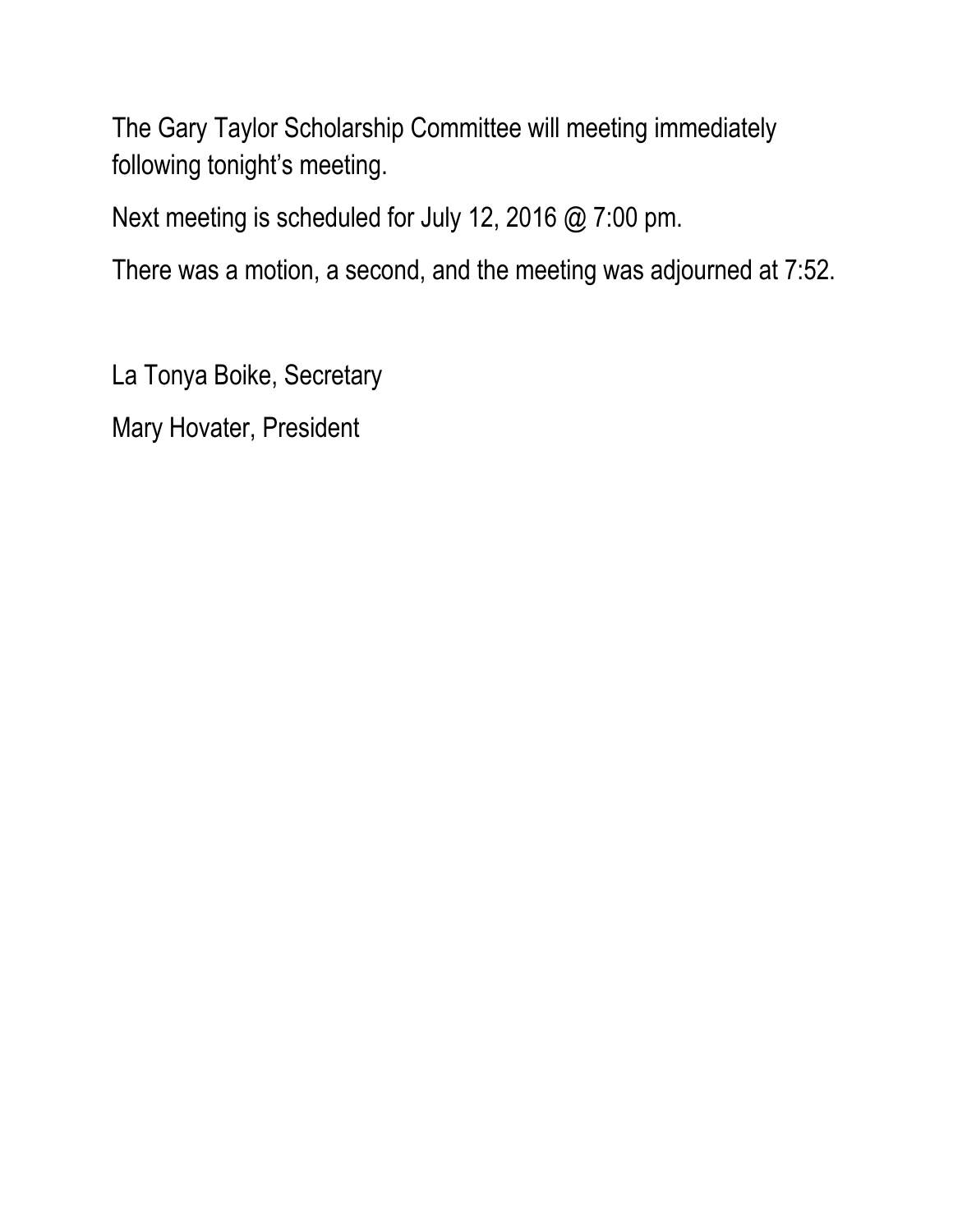The Gary Taylor Scholarship Committee will meeting immediately following tonight's meeting.

Next meeting is scheduled for July 12, 2016 @ 7:00 pm.

There was a motion, a second, and the meeting was adjourned at 7:52.

La Tonya Boike, Secretary

Mary Hovater, President